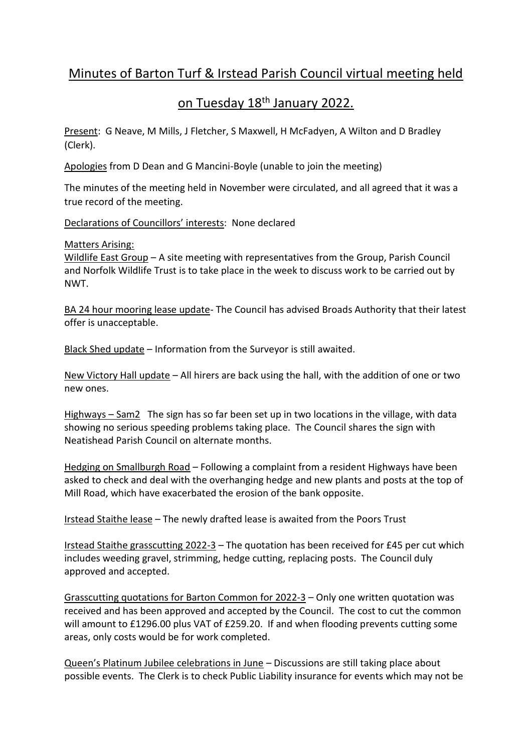# Minutes of Barton Turf & Irstead Parish Council virtual meeting held on Tuesday 18th January 2022.

Present: G Neave, M Mills, J Fletcher, S Maxwell, H McFadyen, A Wilton and D Bradley (Clerk).

Apologies from D Dean and G Mancini-Boyle (unable to join the meeting)

The minutes of the meeting held in November were circulated, and all agreed that it was a true record of the meeting.

Declarations of Councillors' interests: None declared

Matters Arising:

Wildlife East Group – A site meeting with representatives from the Group, Parish Council and Norfolk Wildlife Trust is to take place in the week to discuss work to be carried out by NWT.

BA 24 hour mooring lease update- The Council has advised Broads Authority that their latest offer is unacceptable.

Black Shed update – Information from the Surveyor is still awaited.

New Victory Hall update – All hirers are back using the hall, with the addition of one or two new ones.

Highways – Sam2 The sign has so far been set up in two locations in the village, with data showing no serious speeding problems taking place. The Council shares the sign with Neatishead Parish Council on alternate months.

Hedging on Smallburgh Road – Following a complaint from a resident Highways have been asked to check and deal with the overhanging hedge and new plants and posts at the top of Mill Road, which have exacerbated the erosion of the bank opposite.

Irstead Staithe lease – The newly drafted lease is awaited from the Poors Trust

Irstead Staithe grasscutting 2022-3 – The quotation has been received for £45 per cut which includes weeding gravel, strimming, hedge cutting, replacing posts. The Council duly approved and accepted.

Grasscutting quotations for Barton Common for 2022-3 – Only one written quotation was received and has been approved and accepted by the Council. The cost to cut the common will amount to £1296.00 plus VAT of £259.20. If and when flooding prevents cutting some areas, only costs would be for work completed.

Queen's Platinum Jubilee celebrations in June – Discussions are still taking place about possible events. The Clerk is to check Public Liability insurance for events which may not be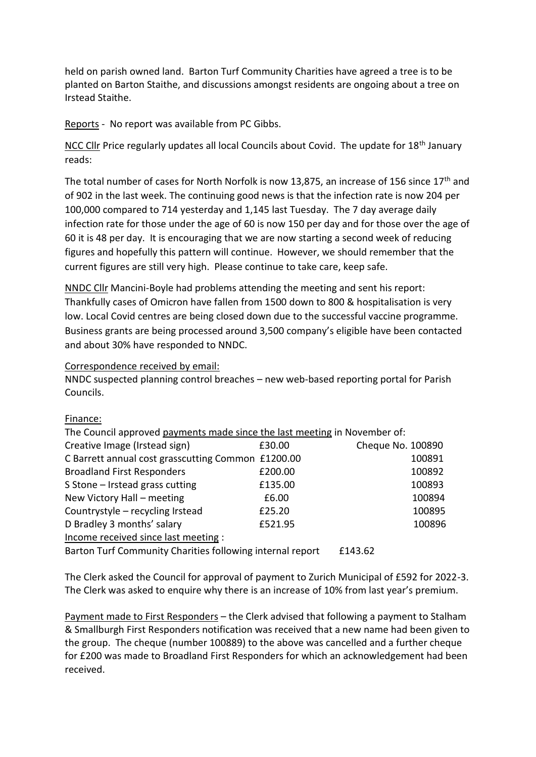held on parish owned land. Barton Turf Community Charities have agreed a tree is to be planted on Barton Staithe, and discussions amongst residents are ongoing about a tree on Irstead Staithe.

Reports - No report was available from PC Gibbs.

NCC Cllr Price regularly updates all local Councils about Covid. The update for 18th January reads:

The total number of cases for North Norfolk is now 13,875, an increase of 156 since 17th and of 902 in the last week. The continuing good news is that the infection rate is now 204 per 100,000 compared to 714 yesterday and 1,145 last Tuesday. The 7 day average daily infection rate for those under the age of 60 is now 150 per day and for those over the age of 60 it is 48 per day. It is encouraging that we are now starting a second week of reducing figures and hopefully this pattern will continue. However, we should remember that the current figures are still very high. Please continue to take care, keep safe.

NNDC Cllr Mancini-Boyle had problems attending the meeting and sent his report: Thankfully cases of Omicron have fallen from 1500 down to 800 & hospitalisation is very low. Local Covid centres are being closed down due to the successful vaccine programme. Business grants are being processed around 3,500 company's eligible have been contacted and about 30% have responded to NNDC.

Correspondence received by email:
NNDC suspected planning control breaches – new web-based reporting portal for Parish Councils.

Finance:
The Council approved payments made since the last meeting in November of:

| | | |
|---|---|---|
| Creative Image (Irstead sign) | £30.00 | Cheque No. 100890 |
| C Barrett annual cost grasscutting Common | £1200.00 | 100891 |
| Broadland First Responders | £200.00 | 100892 |
| S Stone – Irstead grass cutting | £135.00 | 100893 |
| New Victory Hall – meeting | £6.00 | 100894 |
| Countrystyle – recycling Irstead | £25.20 | 100895 |
| D Bradley 3 months' salary | £521.95 | 100896 |

Income received since last meeting :
Barton Turf Community Charities following internal report £143.62

The Clerk asked the Council for approval of payment to Zurich Municipal of £592 for 2022-3. The Clerk was asked to enquire why there is an increase of 10% from last year's premium.

Payment made to First Responders – the Clerk advised that following a payment to Stalham & Smallburgh First Responders notification was received that a new name had been given to the group. The cheque (number 100889) to the above was cancelled and a further cheque for £200 was made to Broadland First Responders for which an acknowledgement had been received.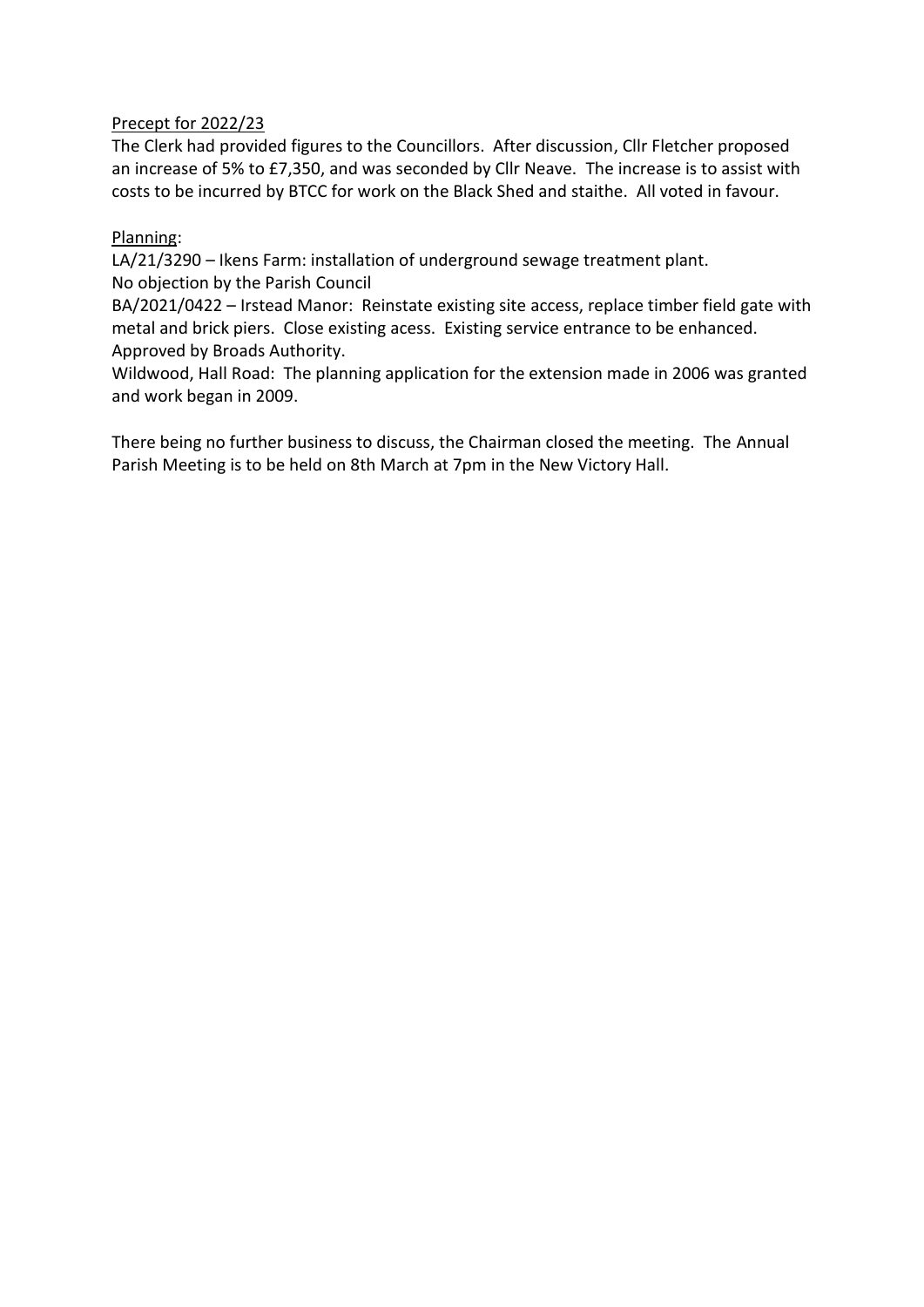<u>Precept for 2022/23</u>

The Clerk had provided figures to the Councillors. After discussion, Cllr Fletcher proposed an increase of 5% to £7,350, and was seconded by Cllr Neave. The increase is to assist with costs to be incurred by BTCC for work on the Black Shed and staithe. All voted in favour.

<u>Planning</u>:

LA/21/3290 – Ikens Farm: installation of underground sewage treatment plant.
No objection by the Parish Council

BA/2021/0422 – Irstead Manor: Reinstate existing site access, replace timber field gate with metal and brick piers. Close existing acess. Existing service entrance to be enhanced.
Approved by Broads Authority.

Wildwood, Hall Road: The planning application for the extension made in 2006 was granted and work began in 2009.

There being no further business to discuss, the Chairman closed the meeting. The Annual Parish Meeting is to be held on 8th March at 7pm in the New Victory Hall.